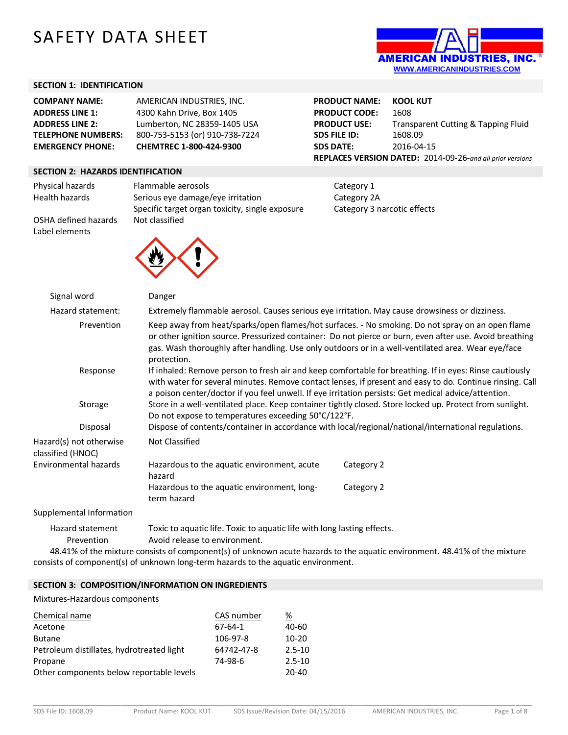# SAFETY DATA SHEET

AMERICAN INDUSTRIES, INC.®
WWW.AMERICANINDUSTRIES.COM

## SECTION 1: IDENTIFICATION

| | |
|---|---|
| **COMPANY NAME:** | AMERICAN INDUSTRIES, INC. |
| **ADDRESS LINE 1:** | 4300 Kahn Drive, Box 1405 |
| **ADDRESS LINE 2:** | Lumberton, NC 28359-1405 USA |
| **TELEPHONE NUMBERS:** | 800-753-5153 (or) 910-738-7224 |
| **EMERGENCY PHONE:** | **CHEMTREC 1-800-424-9300** |

| | |
|---|---|
| **PRODUCT NAME:** | **KOOL KUT** |
| **PRODUCT CODE:** | 1608 |
| **PRODUCT USE:** | Transparent Cutting & Tapping Fluid |
| **SDS FILE ID:** | 1608.09 |
| **SDS DATE:** | 2016-04-15 |

**REPLACES VERSION DATED:** 2014-09-26-*and all prior versions*

## SECTION 2: HAZARDS IDENTIFICATION

| | | |
|---|---|---|
| Physical hazards | Flammable aerosols | Category 1 |
| Health hazards | Serious eye damage/eye irritation | Category 2A |
| | Specific target organ toxicity, single exposure | Category 3 narcotic effects |
| OSHA defined hazards | Not classified | |
| Label elements | | |

**Signal word:** Danger

**Hazard statement:** Extremely flammable aerosol. Causes serious eye irritation. May cause drowsiness or dizziness.

**Prevention:** Keep away from heat/sparks/open flames/hot surfaces. - No smoking. Do not spray on an open flame or other ignition source. Pressurized container: Do not pierce or burn, even after use. Avoid breathing gas. Wash thoroughly after handling. Use only outdoors or in a well-ventilated area. Wear eye/face protection.

**Response:** If inhaled: Remove person to fresh air and keep comfortable for breathing. If in eyes: Rinse cautiously with water for several minutes. Remove contact lenses, if present and easy to do. Continue rinsing. Call a poison center/doctor if you feel unwell. If eye irritation persists: Get medical advice/attention.

**Storage:** Store in a well-ventilated place. Keep container tightly closed. Store locked up. Protect from sunlight. Do not expose to temperatures exceeding 50°C/122°F.

**Disposal:** Dispose of contents/container in accordance with local/regional/national/international regulations.

**Hazard(s) not otherwise classified (HNOC):** Not Classified

| Environmental hazards | | |
|---|---|---|
| | Hazardous to the aquatic environment, acute hazard | Category 2 |
| | Hazardous to the aquatic environment, long-term hazard | Category 2 |

**Supplemental Information**

**Hazard statement:** Toxic to aquatic life. Toxic to aquatic life with long lasting effects.

**Prevention:** Avoid release to environment.

48.41% of the mixture consists of component(s) of unknown acute hazards to the aquatic environment. 48.41% of the mixture consists of component(s) of unknown long-term hazards to the aquatic environment.

## SECTION 3: COMPOSITION/INFORMATION ON INGREDIENTS

Mixtures-Hazardous components

| Chemical name | CAS number | % |
|---|---|---|
| Acetone | 67-64-1 | 40-60 |
| Butane | 106-97-8 | 10-20 |
| Petroleum distillates, hydrotreated light | 64742-47-8 | 2.5-10 |
| Propane | 74-98-6 | 2.5-10 |
| Other components below reportable levels | | 20-40 |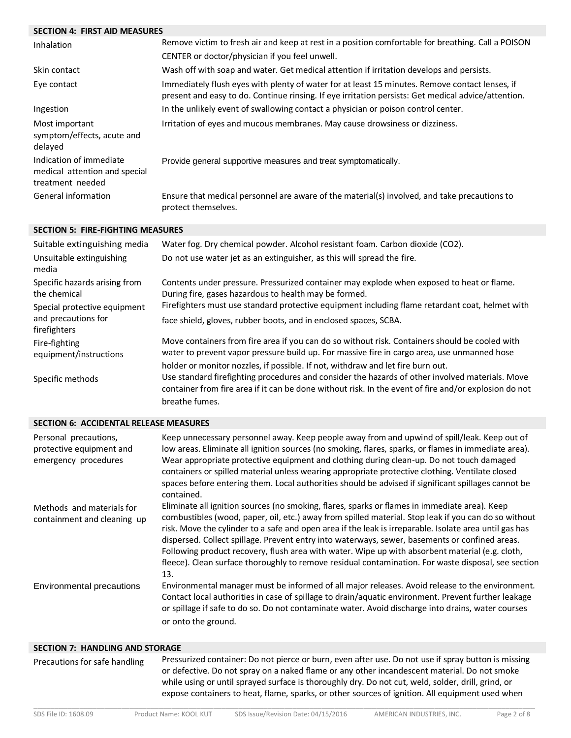## SECTION 4: FIRST AID MEASURES

| | |
|---|---|
| Inhalation | Remove victim to fresh air and keep at rest in a position comfortable for breathing. Call a POISON CENTER or doctor/physician if you feel unwell. |
| Skin contact | Wash off with soap and water. Get medical attention if irritation develops and persists. |
| Eye contact | Immediately flush eyes with plenty of water for at least 15 minutes. Remove contact lenses, if present and easy to do. Continue rinsing. If eye irritation persists: Get medical advice/attention. |
| Ingestion | In the unlikely event of swallowing contact a physician or poison control center. |
| Most important symptom/effects, acute and delayed | Irritation of eyes and mucous membranes. May cause drowsiness or dizziness. |
| Indication of immediate medical attention and special treatment needed | Provide general supportive measures and treat symptomatically. |
| General information | Ensure that medical personnel are aware of the material(s) involved, and take precautions to protect themselves. |

## SECTION 5: FIRE-FIGHTING MEASURES

| | |
|---|---|
| Suitable extinguishing media | Water fog. Dry chemical powder. Alcohol resistant foam. Carbon dioxide ($CO_2$). |
| Unsuitable extinguishing media | Do not use water jet as an extinguisher, as this will spread the fire. |
| Specific hazards arising from the chemical | Contents under pressure. Pressurized container may explode when exposed to heat or flame. During fire, gases hazardous to health may be formed. |
| Special protective equipment and precautions for firefighters | Firefighters must use standard protective equipment including flame retardant coat, helmet with face shield, gloves, rubber boots, and in enclosed spaces, SCBA. |
| Fire-fighting equipment/instructions | Move containers from fire area if you can do so without risk. Containers should be cooled with water to prevent vapor pressure build up. For massive fire in cargo area, use unmanned hose holder or monitor nozzles, if possible. If not, withdraw and let fire burn out. |
| Specific methods | Use standard firefighting procedures and consider the hazards of other involved materials. Move container from fire area if it can be done without risk. In the event of fire and/or explosion do not breathe fumes. |

## SECTION 6: ACCIDENTAL RELEASE MEASURES

| | |
|---|---|
| Personal precautions, protective equipment and emergency procedures | Keep unnecessary personnel away. Keep people away from and upwind of spill/leak. Keep out of low areas. Eliminate all ignition sources (no smoking, flares, sparks, or flames in immediate area). Wear appropriate protective equipment and clothing during clean-up. Do not touch damaged containers or spilled material unless wearing appropriate protective clothing. Ventilate closed spaces before entering them. Local authorities should be advised if significant spillages cannot be contained. |
| Methods and materials for containment and cleaning up | Eliminate all ignition sources (no smoking, flares, sparks or flames in immediate area). Keep combustibles (wood, paper, oil, etc.) away from spilled material. Stop leak if you can do so without risk. Move the cylinder to a safe and open area if the leak is irreparable. Isolate area until gas has dispersed. Collect spillage. Prevent entry into waterways, sewer, basements or confined areas. Following product recovery, flush area with water. Wipe up with absorbent material (e.g. cloth, fleece). Clean surface thoroughly to remove residual contamination. For waste disposal, see section 13. |
| Environmental precautions | Environmental manager must be informed of all major releases. Avoid release to the environment. Contact local authorities in case of spillage to drain/aquatic environment. Prevent further leakage or spillage if safe to do so. Do not contaminate water. Avoid discharge into drains, water courses or onto the ground. |

## SECTION 7: HANDLING AND STORAGE

| | |
|---|---|
| Precautions for safe handling | Pressurized container: Do not pierce or burn, even after use. Do not use if spray button is missing or defective. Do not spray on a naked flame or any other incandescent material. Do not smoke while using or until sprayed surface is thoroughly dry. Do not cut, weld, solder, drill, grind, or expose containers to heat, flame, sparks, or other sources of ignition. All equipment used when |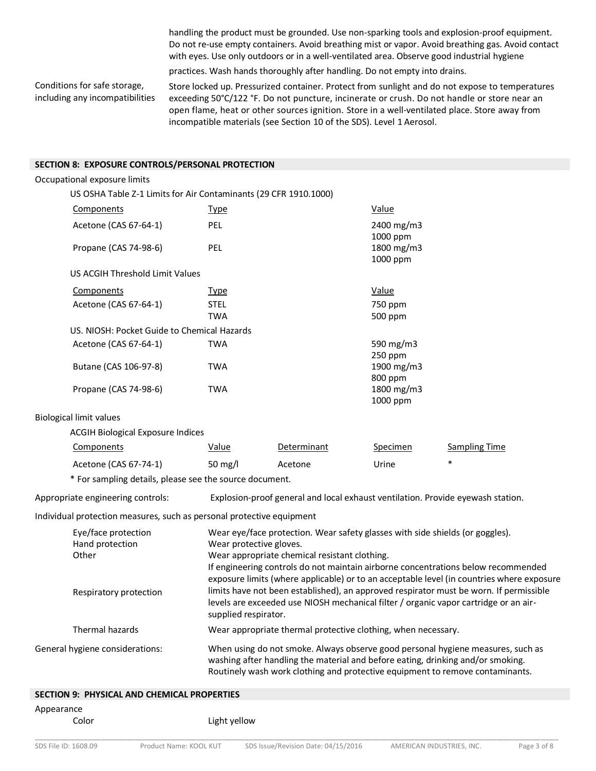handling the product must be grounded. Use non-sparking tools and explosion-proof equipment. Do not re-use empty containers. Avoid breathing mist or vapor. Avoid breathing gas. Avoid contact with eyes. Use only outdoors or in a well-ventilated area. Observe good industrial hygiene practices. Wash hands thoroughly after handling. Do not empty into drains.

Conditions for safe storage, including any incompatibilities: Store locked up. Pressurized container. Protect from sunlight and do not expose to temperatures exceeding 50°C/122 °F. Do not puncture, incinerate or crush. Do not handle or store near an open flame, heat or other sources ignition. Store in a well-ventilated place. Store away from incompatible materials (see Section 10 of the SDS). Level 1 Aerosol.

## SECTION 8: EXPOSURE CONTROLS/PERSONAL PROTECTION

Occupational exposure limits

US OSHA Table Z-1 Limits for Air Contaminants (29 CFR 1910.1000)

| Components | Type | Value |
|---|---|---|
| Acetone (CAS 67-64-1) | PEL | 2400 mg/m3<br>1000 ppm |
| Propane (CAS 74-98-6) | PEL | 1800 mg/m3<br>1000 ppm |

US ACGIH Threshold Limit Values

| Components | Type | Value |
|---|---|---|
| Acetone (CAS 67-64-1) | STEL | 750 ppm |
| | TWA | 500 ppm |

US. NIOSH: Pocket Guide to Chemical Hazards

| Components | Type | Value |
|---|---|---|
| Acetone (CAS 67-64-1) | TWA | 590 mg/m3<br>250 ppm |
| Butane (CAS 106-97-8) | TWA | 1900 mg/m3<br>800 ppm |
| Propane (CAS 74-98-6) | TWA | 1800 mg/m3<br>1000 ppm |

Biological limit values

ACGIH Biological Exposure Indices

| Components | Value | Determinant | Specimen | Sampling Time |
|---|---|---|---|---|
| Acetone (CAS 67-74-1) | 50 mg/l | Acetone | Urine | * |

\* For sampling details, please see the source document.

Appropriate engineering controls: Explosion-proof general and local exhaust ventilation. Provide eyewash station.

Individual protection measures, such as personal protective equipment

- Eye/face protection: Wear eye/face protection. Wear safety glasses with side shields (or goggles).
- Hand protection: Wear protective gloves.
- Other: Wear appropriate chemical resistant clothing.
- Respiratory protection: If engineering controls do not maintain airborne concentrations below recommended exposure limits (where applicable) or to an acceptable level (in countries where exposure limits have not been established), an approved respirator must be worn. If permissible levels are exceeded use NIOSH mechanical filter / organic vapor cartridge or an air-supplied respirator.
- Thermal hazards: Wear appropriate thermal protective clothing, when necessary.

General hygiene considerations: When using do not smoke. Always observe good personal hygiene measures, such as washing after handling the material and before eating, drinking and/or smoking. Routinely wash work clothing and protective equipment to remove contaminants.

## SECTION 9: PHYSICAL AND CHEMICAL PROPERTIES

Appearance

Color: Light yellow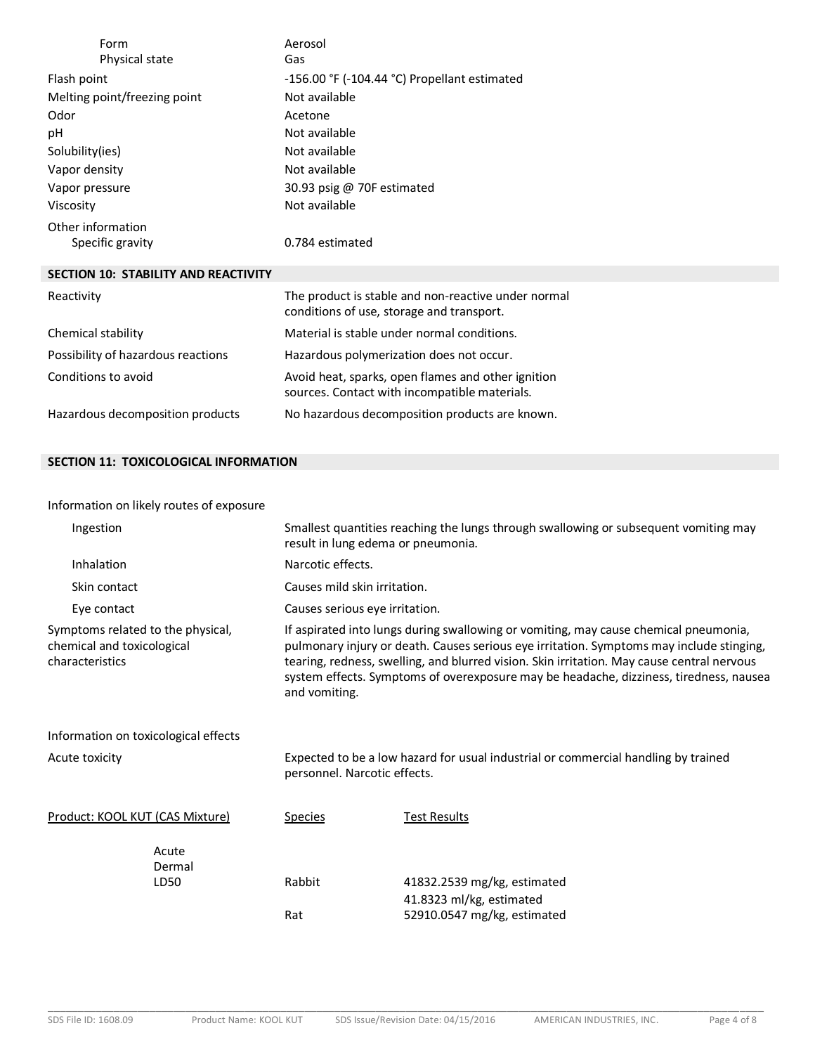| | |
|---|---|
| Form | Aerosol |
| Physical state | Gas |
| Flash point | -156.00 °F (-104.44 °C) Propellant estimated |
| Melting point/freezing point | Not available |
| Odor | Acetone |
| pH | Not available |
| Solubility(ies) | Not available |
| Vapor density | Not available |
| Vapor pressure | 30.93 psig @ 70F estimated |
| Viscosity | Not available |
| Other information | |
| Specific gravity | 0.784 estimated |

## SECTION 10: STABILITY AND REACTIVITY

| | |
|---|---|
| Reactivity | The product is stable and non-reactive under normal conditions of use, storage and transport. |
| Chemical stability | Material is stable under normal conditions. |
| Possibility of hazardous reactions | Hazardous polymerization does not occur. |
| Conditions to avoid | Avoid heat, sparks, open flames and other ignition sources. Contact with incompatible materials. |
| Hazardous decomposition products | No hazardous decomposition products are known. |

## SECTION 11: TOXICOLOGICAL INFORMATION

Information on likely routes of exposure

| | |
|---|---|
| Ingestion | Smallest quantities reaching the lungs through swallowing or subsequent vomiting may result in lung edema or pneumonia. |
| Inhalation | Narcotic effects. |
| Skin contact | Causes mild skin irritation. |
| Eye contact | Causes serious eye irritation. |
| Symptoms related to the physical, chemical and toxicological characteristics | If aspirated into lungs during swallowing or vomiting, may cause chemical pneumonia, pulmonary injury or death. Causes serious eye irritation. Symptoms may include stinging, tearing, redness, swelling, and blurred vision. Skin irritation. May cause central nervous system effects. Symptoms of overexposure may be headache, dizziness, tiredness, nausea and vomiting. |

Information on toxicological effects

| | |
|---|---|
| Acute toxicity | Expected to be a low hazard for usual industrial or commercial handling by trained personnel. Narcotic effects. |

| Product: KOOL KUT (CAS Mixture) | Species | Test Results |
|---|---|---|
| Acute Dermal LD50 | Rabbit | 41832.2539 mg/kg, estimated<br>41.8323 ml/kg, estimated |
| | Rat | 52910.0547 mg/kg, estimated |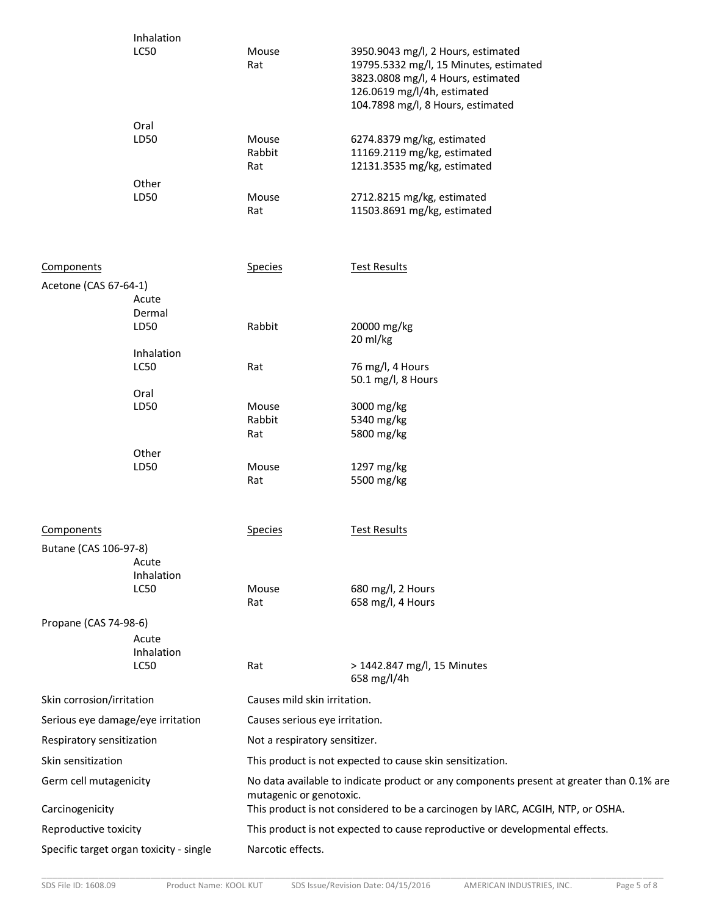| | Species | Test Results |
|---|---|---|
| Inhalation | | |
| LC50 | Mouse | 3950.9043 mg/l, 2 Hours, estimated |
| | Rat | 19795.5332 mg/l, 15 Minutes, estimated |
| | | 3823.0808 mg/l, 4 Hours, estimated |
| | | 126.0619 mg/l/4h, estimated |
| | | 104.7898 mg/l, 8 Hours, estimated |
| Oral | | |
| LD50 | Mouse | 6274.8379 mg/kg, estimated |
| | Rabbit | 11169.2119 mg/kg, estimated |
| | Rat | 12131.3535 mg/kg, estimated |
| Other | | |
| LD50 | Mouse | 2712.8215 mg/kg, estimated |
| | Rat | 11503.8691 mg/kg, estimated |

| Components | Species | Test Results |
|---|---|---|
| Acetone (CAS 67-64-1) | | |
| Acute | | |
| Dermal | | |
| LD50 | Rabbit | 20000 mg/kg |
| | | 20 ml/kg |
| Inhalation | | |
| LC50 | Rat | 76 mg/l, 4 Hours |
| | | 50.1 mg/l, 8 Hours |
| Oral | | |
| LD50 | Mouse | 3000 mg/kg |
| | Rabbit | 5340 mg/kg |
| | Rat | 5800 mg/kg |
| Other | | |
| LD50 | Mouse | 1297 mg/kg |
| | Rat | 5500 mg/kg |

| Components | Species | Test Results |
|---|---|---|
| Butane (CAS 106-97-8) | | |
| Acute | | |
| Inhalation | | |
| LC50 | Mouse | 680 mg/l, 2 Hours |
| | Rat | 658 mg/l, 4 Hours |
| Propane (CAS 74-98-6) | | |
| Acute | | |
| Inhalation | | |
| LC50 | Rat | > 1442.847 mg/l, 15 Minutes |
| | | 658 mg/l/4h |

| | |
|---|---|
| Skin corrosion/irritation | Causes mild skin irritation. |
| Serious eye damage/eye irritation | Causes serious eye irritation. |
| Respiratory sensitization | Not a respiratory sensitizer. |
| Skin sensitization | This product is not expected to cause skin sensitization. |
| Germ cell mutagenicity | No data available to indicate product or any components present at greater than 0.1% are mutagenic or genotoxic. |
| Carcinogenicity | This product is not considered to be a carcinogen by IARC, ACGIH, NTP, or OSHA. |
| Reproductive toxicity | This product is not expected to cause reproductive or developmental effects. |
| Specific target organ toxicity - single | Narcotic effects. |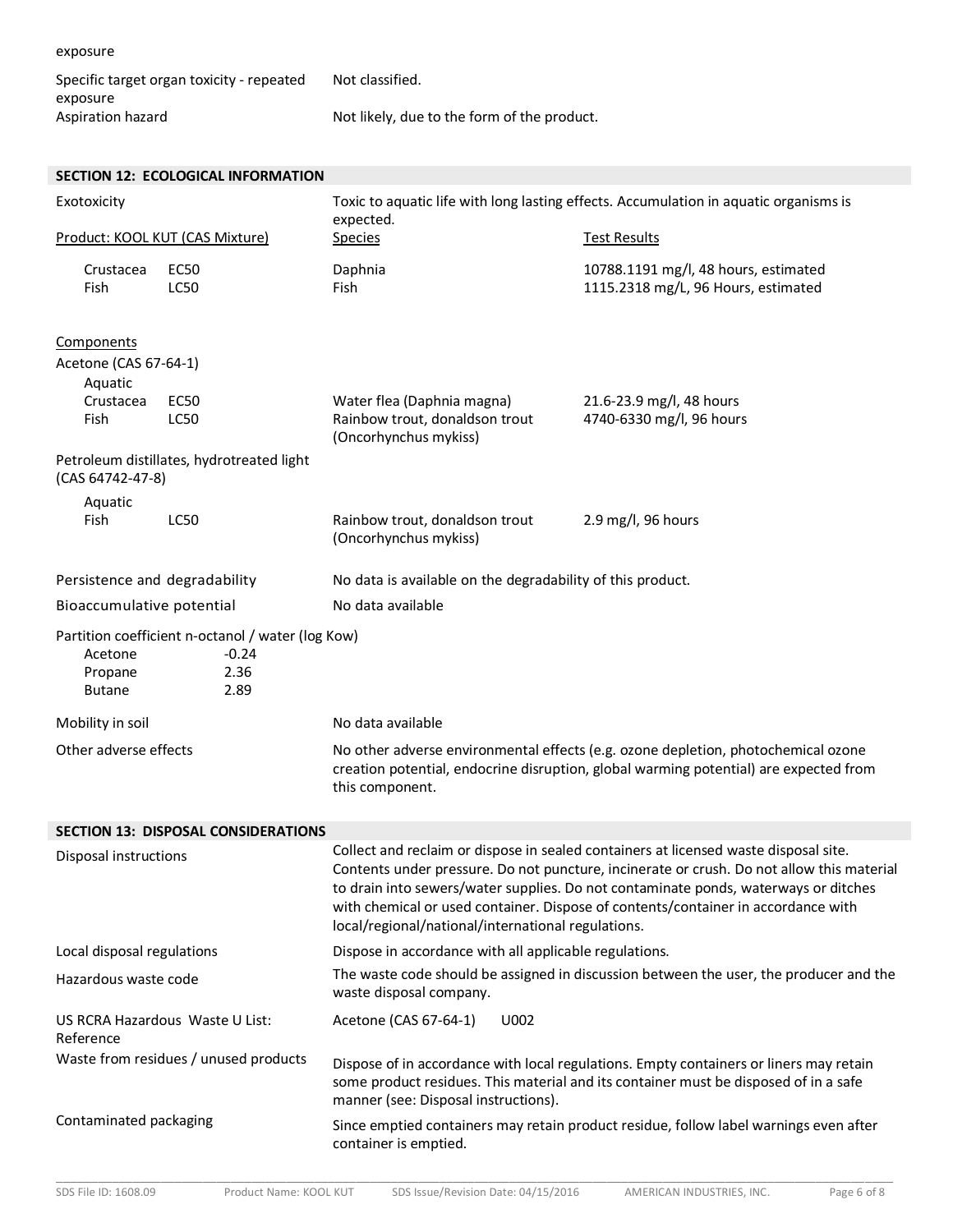exposure

| | |
|---|---|
| Specific target organ toxicity - repeated exposure | Not classified. |
| Aspiration hazard | Not likely, due to the form of the product. |

## SECTION 12: ECOLOGICAL INFORMATION

Exotoxicity: Toxic to aquatic life with long lasting effects. Accumulation in aquatic organisms is expected.

| Product: KOOL KUT (CAS Mixture) | | Species | Test Results |
|---|---|---|---|
| Crustacea | EC50 | Daphnia | 10788.1191 mg/l, 48 hours, estimated |
| Fish | LC50 | Fish | 1115.2318 mg/L, 96 Hours, estimated |

Components

Acetone (CAS 67-64-1)

| Aquatic | | | |
|---|---|---|---|
| Crustacea | EC50 | Water flea (Daphnia magna) | 21.6-23.9 mg/l, 48 hours |
| Fish | LC50 | Rainbow trout, donaldson trout (Oncorhynchus mykiss) | 4740-6330 mg/l, 96 hours |

Petroleum distillates, hydrotreated light (CAS 64742-47-8)

| Aquatic | | | |
|---|---|---|---|
| Fish | LC50 | Rainbow trout, donaldson trout (Oncorhynchus mykiss) | 2.9 mg/l, 96 hours |

| | |
|---|---|
| Persistence and degradability | No data is available on the degradability of this product. |
| Bioaccumulative potential | No data available |

Partition coefficient n-octanol / water (log Kow)

| | |
|---|---|
| Acetone | -0.24 |
| Propane | 2.36 |
| Butane | 2.89 |

| | |
|---|---|
| Mobility in soil | No data available |
| Other adverse effects | No other adverse environmental effects (e.g. ozone depletion, photochemical ozone creation potential, endocrine disruption, global warming potential) are expected from this component. |

## SECTION 13: DISPOSAL CONSIDERATIONS

| | |
|---|---|
| Disposal instructions | Collect and reclaim or dispose in sealed containers at licensed waste disposal site. Contents under pressure. Do not puncture, incinerate or crush. Do not allow this material to drain into sewers/water supplies. Do not contaminate ponds, waterways or ditches with chemical or used container. Dispose of contents/container in accordance with local/regional/national/international regulations. |
| Local disposal regulations | Dispose in accordance with all applicable regulations. |
| Hazardous waste code | The waste code should be assigned in discussion between the user, the producer and the waste disposal company. |
| US RCRA Hazardous Waste U List: Reference | Acetone (CAS 67-64-1) U002 |
| Waste from residues / unused products | Dispose of in accordance with local regulations. Empty containers or liners may retain some product residues. This material and its container must be disposed of in a safe manner (see: Disposal instructions). |
| Contaminated packaging | Since emptied containers may retain product residue, follow label warnings even after container is emptied. |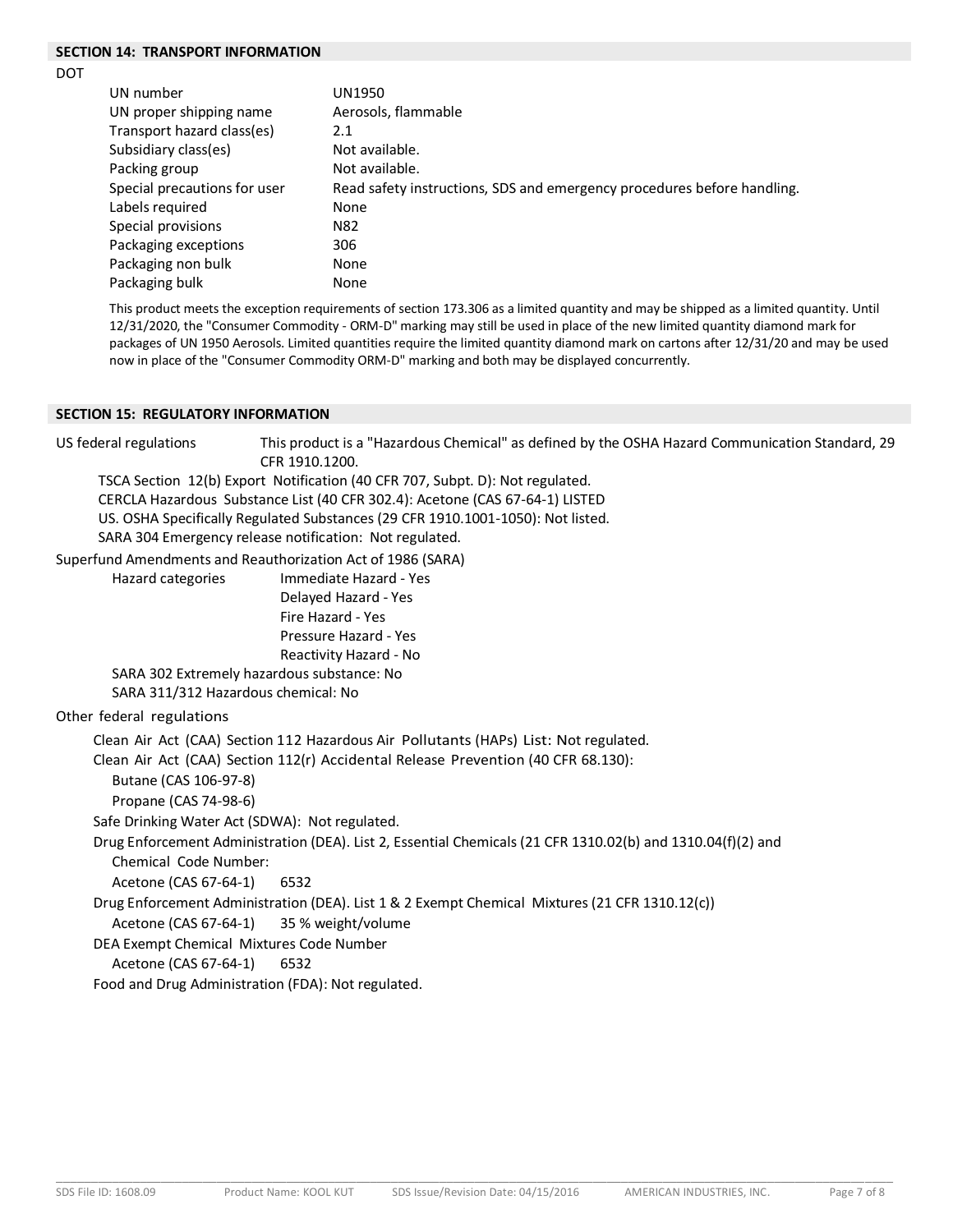## SECTION 14: TRANSPORT INFORMATION

DOT

| | |
|---|---|
| UN number | UN1950 |
| UN proper shipping name | Aerosols, flammable |
| Transport hazard class(es) | 2.1 |
| Subsidiary class(es) | Not available. |
| Packing group | Not available. |
| Special precautions for user | Read safety instructions, SDS and emergency procedures before handling. |
| Labels required | None |
| Special provisions | N82 |
| Packaging exceptions | 306 |
| Packaging non bulk | None |
| Packaging bulk | None |

This product meets the exception requirements of section 173.306 as a limited quantity and may be shipped as a limited quantity. Until 12/31/2020, the "Consumer Commodity - ORM-D" marking may still be used in place of the new limited quantity diamond mark for packages of UN 1950 Aerosols. Limited quantities require the limited quantity diamond mark on cartons after 12/31/20 and may be used now in place of the "Consumer Commodity ORM-D" marking and both may be displayed concurrently.

## SECTION 15: REGULATORY INFORMATION

US federal regulations: This product is a "Hazardous Chemical" as defined by the OSHA Hazard Communication Standard, 29 CFR 1910.1200.

TSCA Section 12(b) Export Notification (40 CFR 707, Subpt. D): Not regulated.
CERCLA Hazardous Substance List (40 CFR 302.4): Acetone (CAS 67-64-1) LISTED
US. OSHA Specifically Regulated Substances (29 CFR 1910.1001-1050): Not listed.
SARA 304 Emergency release notification: Not regulated.

Superfund Amendments and Reauthorization Act of 1986 (SARA)

Hazard categories:
- Immediate Hazard - Yes
- Delayed Hazard - Yes
- Fire Hazard - Yes
- Pressure Hazard - Yes
- Reactivity Hazard - No

SARA 302 Extremely hazardous substance: No
SARA 311/312 Hazardous chemical: No

Other federal regulations

Clean Air Act (CAA) Section 112 Hazardous Air Pollutants (HAPs) List: Not regulated.
Clean Air Act (CAA) Section 112(r) Accidental Release Prevention (40 CFR 68.130):
Butane (CAS 106-97-8)
Propane (CAS 74-98-6)
Safe Drinking Water Act (SDWA): Not regulated.
Drug Enforcement Administration (DEA). List 2, Essential Chemicals (21 CFR 1310.02(b) and 1310.04(f)(2) and Chemical Code Number:
Acetone (CAS 67-64-1) 6532
Drug Enforcement Administration (DEA). List 1 & 2 Exempt Chemical Mixtures (21 CFR 1310.12(c))
Acetone (CAS 67-64-1) 35 % weight/volume
DEA Exempt Chemical Mixtures Code Number
Acetone (CAS 67-64-1) 6532
Food and Drug Administration (FDA): Not regulated.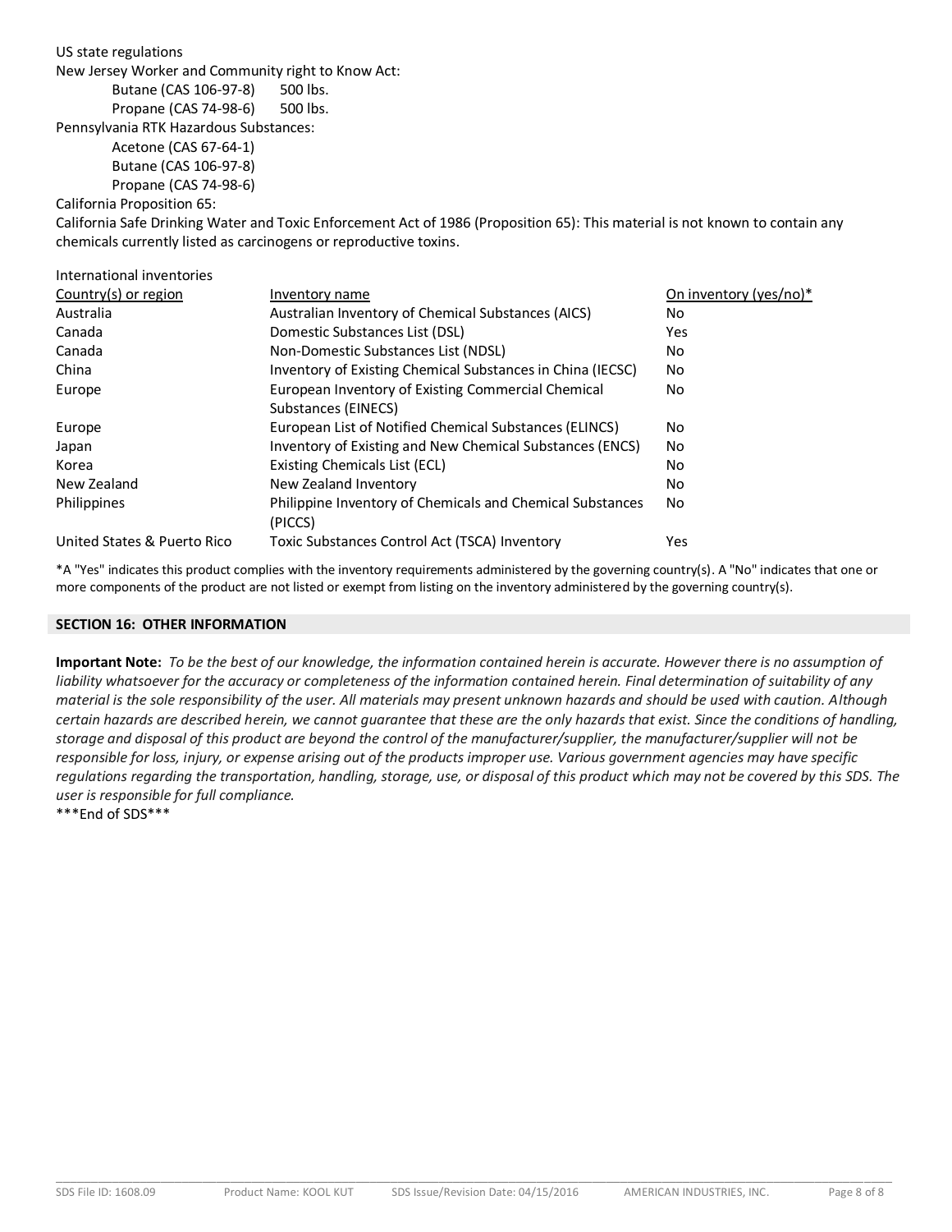US state regulations

New Jersey Worker and Community right to Know Act:

- Butane (CAS 106-97-8) 500 lbs.
- Propane (CAS 74-98-6) 500 lbs.

Pennsylvania RTK Hazardous Substances:

- Acetone (CAS 67-64-1)
- Butane (CAS 106-97-8)
- Propane (CAS 74-98-6)

California Proposition 65:

California Safe Drinking Water and Toxic Enforcement Act of 1986 (Proposition 65): This material is not known to contain any chemicals currently listed as carcinogens or reproductive toxins.

International inventories

| Country(s) or region | Inventory name | On inventory (yes/no)* |
|---|---|---|
| Australia | Australian Inventory of Chemical Substances (AICS) | No |
| Canada | Domestic Substances List (DSL) | Yes |
| Canada | Non-Domestic Substances List (NDSL) | No |
| China | Inventory of Existing Chemical Substances in China (IECSC) | No |
| Europe | European Inventory of Existing Commercial Chemical Substances (EINECS) | No |
| Europe | European List of Notified Chemical Substances (ELINCS) | No |
| Japan | Inventory of Existing and New Chemical Substances (ENCS) | No |
| Korea | Existing Chemicals List (ECL) | No |
| New Zealand | New Zealand Inventory | No |
| Philippines | Philippine Inventory of Chemicals and Chemical Substances (PICCS) | No |
| United States & Puerto Rico | Toxic Substances Control Act (TSCA) Inventory | Yes |

*A "Yes" indicates this product complies with the inventory requirements administered by the governing country(s). A "No" indicates that one or more components of the product are not listed or exempt from listing on the inventory administered by the governing country(s).

## SECTION 16: OTHER INFORMATION

**Important Note:** *To be the best of our knowledge, the information contained herein is accurate. However there is no assumption of liability whatsoever for the accuracy or completeness of the information contained herein. Final determination of suitability of any material is the sole responsibility of the user. All materials may present unknown hazards and should be used with caution. Although certain hazards are described herein, we cannot guarantee that these are the only hazards that exist. Since the conditions of handling, storage and disposal of this product are beyond the control of the manufacturer/supplier, the manufacturer/supplier will not be responsible for loss, injury, or expense arising out of the products improper use. Various government agencies may have specific regulations regarding the transportation, handling, storage, use, or disposal of this product which may not be covered by this SDS. The user is responsible for full compliance.*

***End of SDS***